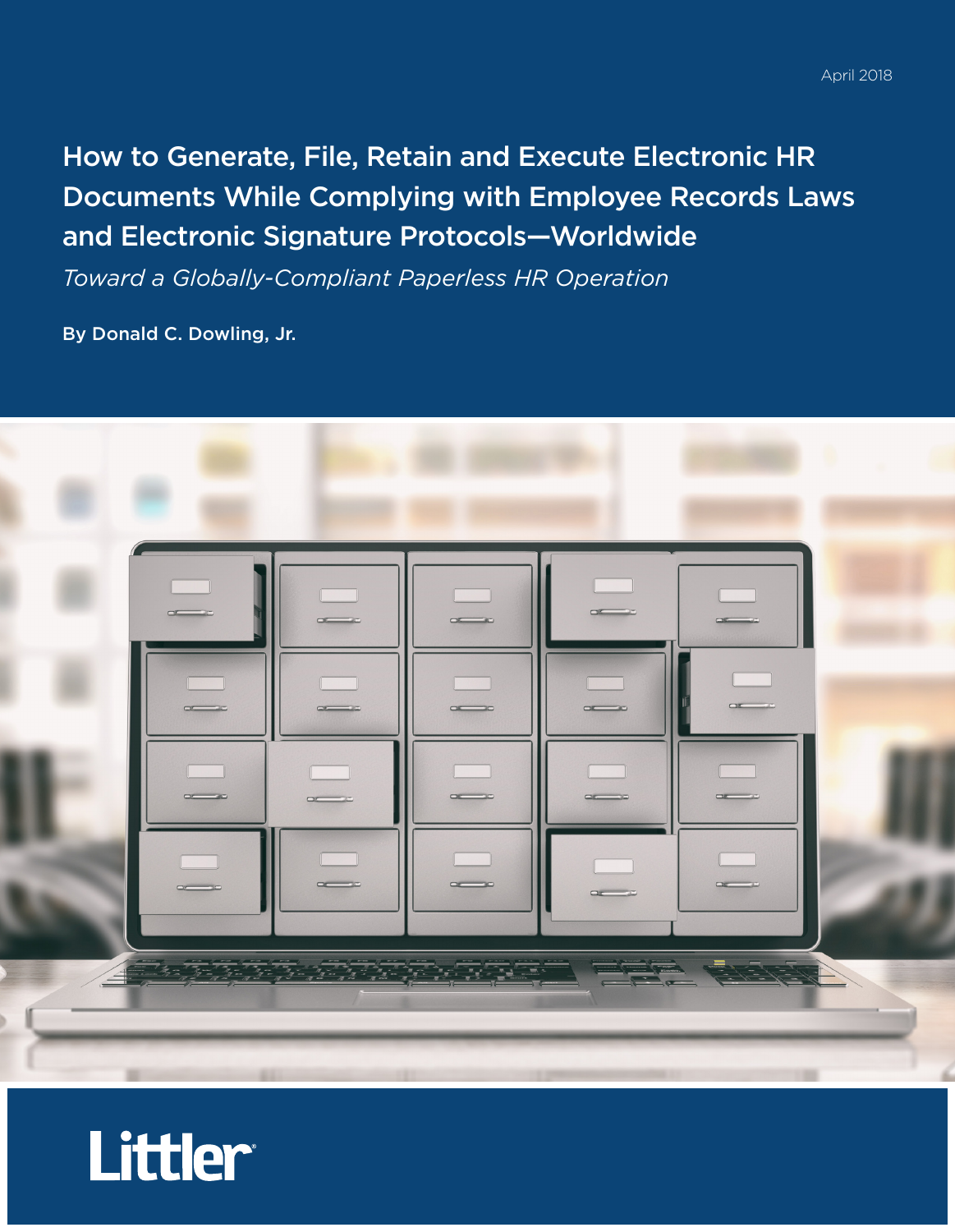April 2018

# How to Generate, File, Retain and Execute Electronic HR Documents While Complying with Employee Records Laws and Electronic Signature Protocols—Worldwide

*Toward a Globally-Compliant Paperless HR Operation*

**By Donald C. Dowling, Jr.**

Littler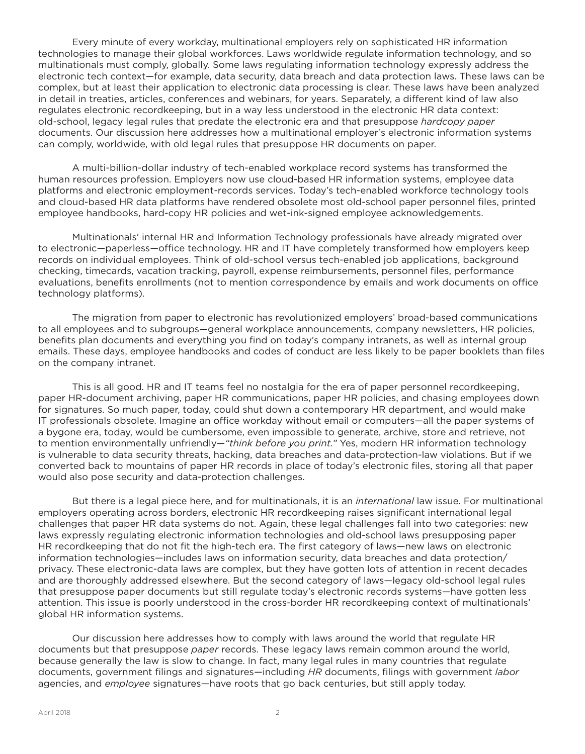Every minute of every workday, multinational employers rely on sophisticated HR information technologies to manage their global workforces. Laws worldwide regulate information technology, and so multinationals must comply, globally. Some laws regulating information technology expressly address the electronic tech context—for example, data security, data breach and data protection laws. These laws can be complex, but at least their application to electronic data processing is clear. These laws have been analyzed in detail in treaties, articles, conferences and webinars, for years. Separately, a different kind of law also regulates electronic recordkeeping, but in a way less understood in the electronic HR data context: old-school, legacy legal rules that predate the electronic era and that presuppose *hardcopy paper* documents. Our discussion here addresses how a multinational employer's electronic information systems can comply, worldwide, with old legal rules that presuppose HR documents on paper.

A multi-billion-dollar industry of tech-enabled workplace record systems has transformed the human resources profession. Employers now use cloud-based HR information systems, employee data platforms and electronic employment-records services. Today's tech-enabled workforce technology tools and cloud-based HR data platforms have rendered obsolete most old-school paper personnel files, printed employee handbooks, hard-copy HR policies and wet-ink-signed employee acknowledgements.

Multinationals' internal HR and Information Technology professionals have already migrated over to electronic—paperless—office technology. HR and IT have completely transformed how employers keep records on individual employees. Think of old-school versus tech-enabled job applications, background checking, timecards, vacation tracking, payroll, expense reimbursements, personnel files, performance evaluations, benefits enrollments (not to mention correspondence by emails and work documents on office technology platforms).

The migration from paper to electronic has revolutionized employers' broad-based communications to all employees and to subgroups—general workplace announcements, company newsletters, HR policies, benefits plan documents and everything you find on today's company intranets, as well as internal group emails. These days, employee handbooks and codes of conduct are less likely to be paper booklets than files on the company intranet.

This is all good. HR and IT teams feel no nostalgia for the era of paper personnel recordkeeping, paper HR-document archiving, paper HR communications, paper HR policies, and chasing employees down for signatures. So much paper, today, could shut down a contemporary HR department, and would make IT professionals obsolete. Imagine an office workday without email or computers—all the paper systems of a bygone era, today, would be cumbersome, even impossible to generate, archive, store and retrieve, not to mention environmentally unfriendly—*"think before you print."* Yes, modern HR information technology is vulnerable to data security threats, hacking, data breaches and data-protection-law violations. But if we converted back to mountains of paper HR records in place of today's electronic files, storing all that paper would also pose security and data-protection challenges.

But there is a legal piece here, and for multinationals, it is an *international* law issue. For multinational employers operating across borders, electronic HR recordkeeping raises significant international legal challenges that paper HR data systems do not. Again, these legal challenges fall into two categories: new laws expressly regulating electronic information technologies and old-school laws presupposing paper HR recordkeeping that do not fit the high-tech era. The first category of laws—new laws on electronic information technologies—includes laws on information security, data breaches and data protection/privacy. These electronic-data laws are complex, but they have gotten lots of attention in recent decades and are thoroughly addressed elsewhere. But the second category of laws—legacy old-school legal rules that presuppose paper documents but still regulate today's electronic records systems—have gotten less attention. This issue is poorly understood in the cross-border HR recordkeeping context of multinationals' global HR information systems.

Our discussion here addresses how to comply with laws around the world that regulate HR documents but that presuppose *paper* records. These legacy laws remain common around the world, because generally the law is slow to change. In fact, many legal rules in many countries that regulate documents, government filings and signatures—including *HR* documents, filings with government *labor* agencies, and *employee* signatures—have roots that go back centuries, but still apply today.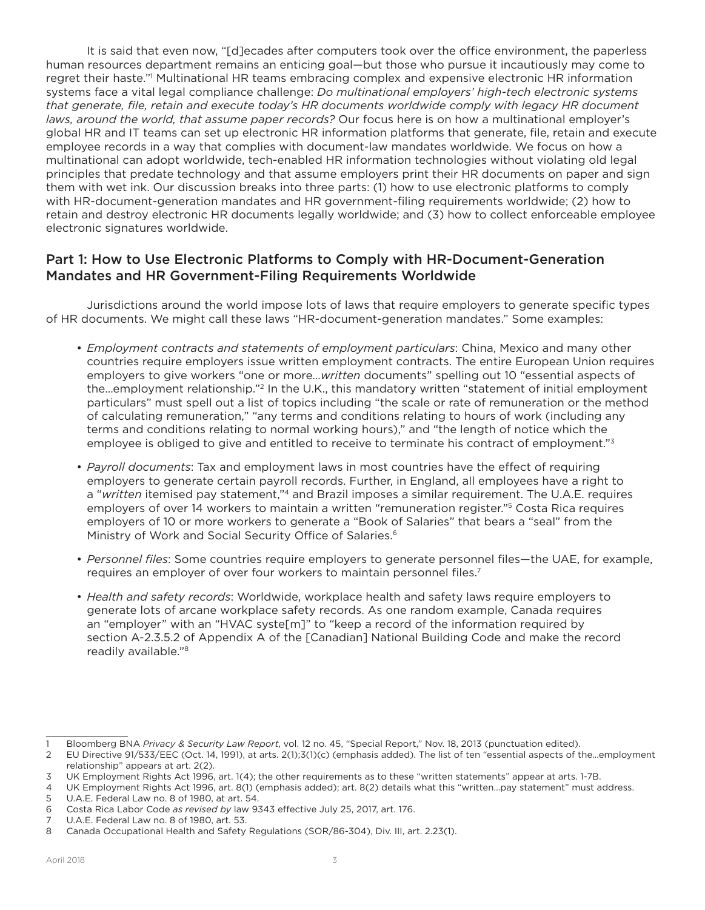It is said that even now, "[d]ecades after computers took over the office environment, the paperless human resources department remains an enticing goal—but those who pursue it incautiously may come to regret their haste."[1] Multinational HR teams embracing complex and expensive electronic HR information systems face a vital legal compliance challenge: *Do multinational employers' high-tech electronic systems that generate, file, retain and execute today's HR documents worldwide comply with legacy HR document laws, around the world, that assume paper records?* Our focus here is on how a multinational employer's global HR and IT teams can set up electronic HR information platforms that generate, file, retain and execute employee records in a way that complies with document-law mandates worldwide. We focus on how a multinational can adopt worldwide, tech-enabled HR information technologies without violating old legal principles that predate technology and that assume employers print their HR documents on paper and sign them with wet ink. Our discussion breaks into three parts: (1) how to use electronic platforms to comply with HR-document-generation mandates and HR government-filing requirements worldwide; (2) how to retain and destroy electronic HR documents legally worldwide; and (3) how to collect enforceable employee electronic signatures worldwide.

## Part 1: How to Use Electronic Platforms to Comply with HR-Document-Generation Mandates and HR Government-Filing Requirements Worldwide

Jurisdictions around the world impose lots of laws that require employers to generate specific types of HR documents. We might call these laws "HR-document-generation mandates." Some examples:

- *Employment contracts and statements of employment particulars*: China, Mexico and many other countries require employers issue written employment contracts. The entire European Union requires employers to give workers "one or more…*written* documents" spelling out 10 "essential aspects of the…employment relationship."[2] In the U.K., this mandatory written "statement of initial employment particulars" must spell out a list of topics including "the scale or rate of remuneration or the method of calculating remuneration," "any terms and conditions relating to hours of work (including any terms and conditions relating to normal working hours)," and "the length of notice which the employee is obliged to give and entitled to receive to terminate his contract of employment."[3]

- *Payroll documents*: Tax and employment laws in most countries have the effect of requiring employers to generate certain payroll records. Further, in England, all employees have a right to a "*written* itemised pay statement,"[4] and Brazil imposes a similar requirement. The U.A.E. requires employers of over 14 workers to maintain a written "remuneration register."[5] Costa Rica requires employers of 10 or more workers to generate a "Book of Salaries" that bears a "seal" from the Ministry of Work and Social Security Office of Salaries.[6]

- *Personnel files*: Some countries require employers to generate personnel files—the UAE, for example, requires an employer of over four workers to maintain personnel files.[7]

- *Health and safety records*: Worldwide, workplace health and safety laws require employers to generate lots of arcane workplace safety records. As one random example, Canada requires an "employer" with an "HVAC syste[m]" to "keep a record of the information required by section A-2.3.5.2 of Appendix A of the [Canadian] National Building Code and make the record readily available."[8]

---

1 Bloomberg BNA *Privacy & Security Law Report*, vol. 12 no. 45, "Special Report," Nov. 18, 2013 (punctuation edited).

2 EU Directive 91/533/EEC (Oct. 14, 1991), at arts. 2(1);3(1)(c) (emphasis added). The list of ten "essential aspects of the…employment relationship" appears at art. 2(2).

3 UK Employment Rights Act 1996, art. 1(4); the other requirements as to these "written statements" appear at arts. 1-7B.

4 UK Employment Rights Act 1996, art. 8(1) (emphasis added); art. 8(2) details what this "written…pay statement" must address.

5 U.A.E. Federal Law no. 8 of 1980, at art. 54.

6 Costa Rica Labor Code *as revised by* law 9343 effective July 25, 2017, art. 176.

7 U.A.E. Federal Law no. 8 of 1980, art. 53.

8 Canada Occupational Health and Safety Regulations (SOR/86-304), Div. III, art. 2.23(1).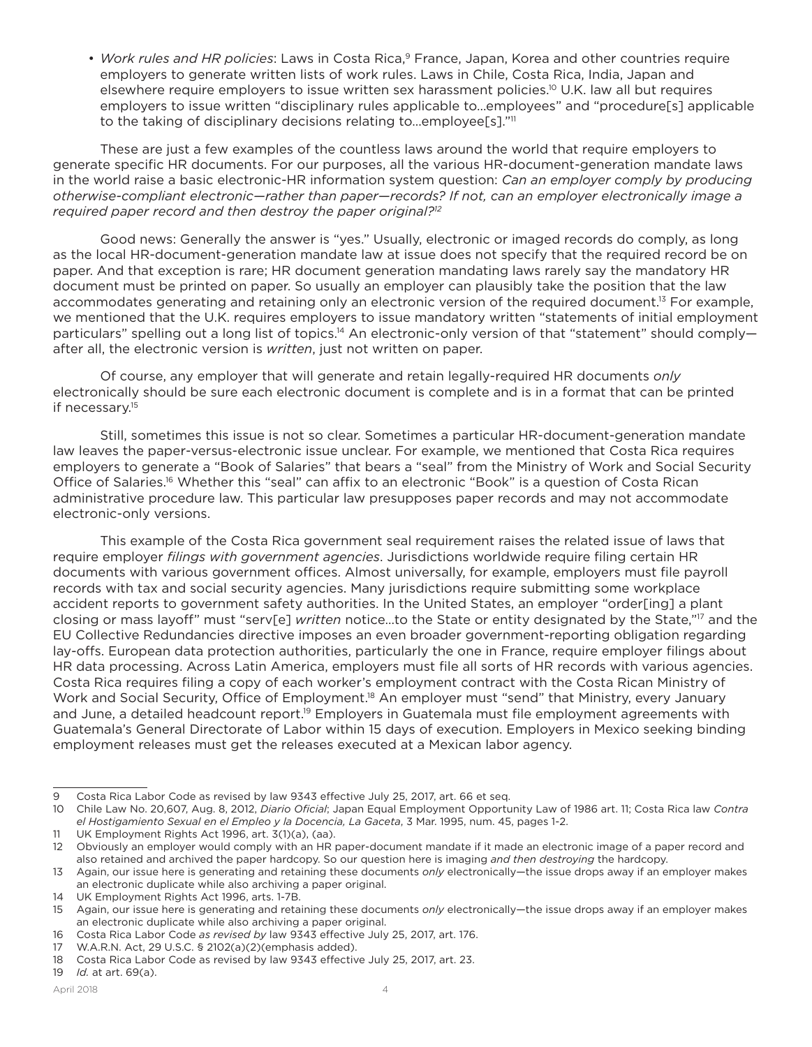- *Work rules and HR policies*: Laws in Costa Rica,[9] France, Japan, Korea and other countries require employers to generate written lists of work rules. Laws in Chile, Costa Rica, India, Japan and elsewhere require employers to issue written sex harassment policies.[10] U.K. law all but requires employers to issue written "disciplinary rules applicable to...employees" and "procedure[s] applicable to the taking of disciplinary decisions relating to...employee[s]."[11]

These are just a few examples of the countless laws around the world that require employers to generate specific HR documents. For our purposes, all the various HR-document-generation mandate laws in the world raise a basic electronic-HR information system question: *Can an employer comply by producing otherwise-compliant electronic—rather than paper—records? If not, can an employer electronically image a required paper record and then destroy the paper original?*[12]

Good news: Generally the answer is "yes." Usually, electronic or imaged records do comply, as long as the local HR-document-generation mandate law at issue does not specify that the required record be on paper. And that exception is rare; HR document generation mandating laws rarely say the mandatory HR document must be printed on paper. So usually an employer can plausibly take the position that the law accommodates generating and retaining only an electronic version of the required document.[13] For example, we mentioned that the U.K. requires employers to issue mandatory written "statements of initial employment particulars" spelling out a long list of topics.[14] An electronic-only version of that "statement" should comply—after all, the electronic version is *written*, just not written on paper.

Of course, any employer that will generate and retain legally-required HR documents *only* electronically should be sure each electronic document is complete and is in a format that can be printed if necessary.[15]

Still, sometimes this issue is not so clear. Sometimes a particular HR-document-generation mandate law leaves the paper-versus-electronic issue unclear. For example, we mentioned that Costa Rica requires employers to generate a "Book of Salaries" that bears a "seal" from the Ministry of Work and Social Security Office of Salaries.[16] Whether this "seal" can affix to an electronic "Book" is a question of Costa Rican administrative procedure law. This particular law presupposes paper records and may not accommodate electronic-only versions.

This example of the Costa Rica government seal requirement raises the related issue of laws that require employer *filings with government agencies*. Jurisdictions worldwide require filing certain HR documents with various government offices. Almost universally, for example, employers must file payroll records with tax and social security agencies. Many jurisdictions require submitting some workplace accident reports to government safety authorities. In the United States, an employer "order[ing] a plant closing or mass layoff" must "serv[e] *written* notice...to the State or entity designated by the State,"[17] and the EU Collective Redundancies directive imposes an even broader government-reporting obligation regarding lay-offs. European data protection authorities, particularly the one in France, require employer filings about HR data processing. Across Latin America, employers must file all sorts of HR records with various agencies. Costa Rica requires filing a copy of each worker's employment contract with the Costa Rican Ministry of Work and Social Security, Office of Employment.[18] An employer must "send" that Ministry, every January and June, a detailed headcount report.[19] Employers in Guatemala must file employment agreements with Guatemala's General Directorate of Labor within 15 days of execution. Employers in Mexico seeking binding employment releases must get the releases executed at a Mexican labor agency.

---

9 Costa Rica Labor Code as revised by law 9343 effective July 25, 2017, art. 66 et seq.

10 Chile Law No. 20,607, Aug. 8, 2012, *Diario Oficial*; Japan Equal Employment Opportunity Law of 1986 art. 11; Costa Rica law *Contra el Hostigamiento Sexual en el Empleo y la Docencia, La Gaceta*, 3 Mar. 1995, num. 45, pages 1-2.

11 UK Employment Rights Act 1996, art. 3(1)(a), (aa).

12 Obviously an employer would comply with an HR paper-document mandate if it made an electronic image of a paper record and also retained and archived the paper hardcopy. So our question here is imaging *and then destroying* the hardcopy.

13 Again, our issue here is generating and retaining these documents *only* electronically—the issue drops away if an employer makes an electronic duplicate while also archiving a paper original.

14 UK Employment Rights Act 1996, arts. 1-7B.

15 Again, our issue here is generating and retaining these documents *only* electronically—the issue drops away if an employer makes an electronic duplicate while also archiving a paper original.

16 Costa Rica Labor Code *as revised by* law 9343 effective July 25, 2017, art. 176.

17 W.A.R.N. Act, 29 U.S.C. § 2102(a)(2)(emphasis added).

18 Costa Rica Labor Code as revised by law 9343 effective July 25, 2017, art. 23.

19 *Id.* at art. 69(a).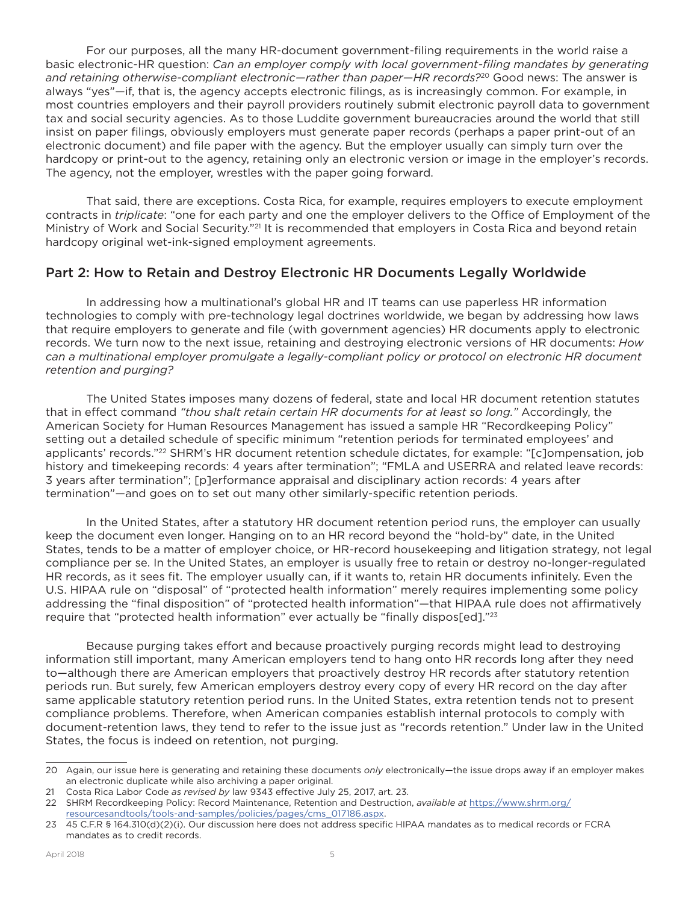For our purposes, all the many HR-document government-filing requirements in the world raise a basic electronic-HR question: *Can an employer comply with local government-filing mandates by generating and retaining otherwise-compliant electronic—rather than paper—HR records?*[20] Good news: The answer is always "yes"—if, that is, the agency accepts electronic filings, as is increasingly common. For example, in most countries employers and their payroll providers routinely submit electronic payroll data to government tax and social security agencies. As to those Luddite government bureaucracies around the world that still insist on paper filings, obviously employers must generate paper records (perhaps a paper print-out of an electronic document) and file paper with the agency. But the employer usually can simply turn over the hardcopy or print-out to the agency, retaining only an electronic version or image in the employer's records. The agency, not the employer, wrestles with the paper going forward.

That said, there are exceptions. Costa Rica, for example, requires employers to execute employment contracts in *triplicate*: "one for each party and one the employer delivers to the Office of Employment of the Ministry of Work and Social Security."[21] It is recommended that employers in Costa Rica and beyond retain hardcopy original wet-ink-signed employment agreements.

## Part 2: How to Retain and Destroy Electronic HR Documents Legally Worldwide

In addressing how a multinational's global HR and IT teams can use paperless HR information technologies to comply with pre-technology legal doctrines worldwide, we began by addressing how laws that require employers to generate and file (with government agencies) HR documents apply to electronic records. We turn now to the next issue, retaining and destroying electronic versions of HR documents: *How can a multinational employer promulgate a legally-compliant policy or protocol on electronic HR document retention and purging?*

The United States imposes many dozens of federal, state and local HR document retention statutes that in effect command *"thou shalt retain certain HR documents for at least so long."* Accordingly, the American Society for Human Resources Management has issued a sample HR "Recordkeeping Policy" setting out a detailed schedule of specific minimum "retention periods for terminated employees' and applicants' records."[22] SHRM's HR document retention schedule dictates, for example: "[c]ompensation, job history and timekeeping records: 4 years after termination"; "FMLA and USERRA and related leave records: 3 years after termination"; [p]erformance appraisal and disciplinary action records: 4 years after termination"—and goes on to set out many other similarly-specific retention periods.

In the United States, after a statutory HR document retention period runs, the employer can usually keep the document even longer. Hanging on to an HR record beyond the "hold-by" date, in the United States, tends to be a matter of employer choice, or HR-record housekeeping and litigation strategy, not legal compliance per se. In the United States, an employer is usually free to retain or destroy no-longer-regulated HR records, as it sees fit. The employer usually can, if it wants to, retain HR documents infinitely. Even the U.S. HIPAA rule on "disposal" of "protected health information" merely requires implementing some policy addressing the "final disposition" of "protected health information"—that HIPAA rule does not affirmatively require that "protected health information" ever actually be "finally dispos[ed]."[23]

Because purging takes effort and because proactively purging records might lead to destroying information still important, many American employers tend to hang onto HR records long after they need to—although there are American employers that proactively destroy HR records after statutory retention periods run. But surely, few American employers destroy every copy of every HR record on the day after same applicable statutory retention period runs. In the United States, extra retention tends not to present compliance problems. Therefore, when American companies establish internal protocols to comply with document-retention laws, they tend to refer to the issue just as "records retention." Under law in the United States, the focus is indeed on retention, not purging.

---

20 Again, our issue here is generating and retaining these documents *only* electronically—the issue drops away if an employer makes an electronic duplicate while also archiving a paper original.

21 Costa Rica Labor Code *as revised by* law 9343 effective July 25, 2017, art. 23.

22 SHRM Recordkeeping Policy: Record Maintenance, Retention and Destruction, *available at* https://www.shrm.org/resourcesandtools/tools-and-samples/policies/pages/cms_017186.aspx.

23 45 C.F.R § 164.310(d)(2)(i). Our discussion here does not address specific HIPAA mandates as to medical records or FCRA mandates as to credit records.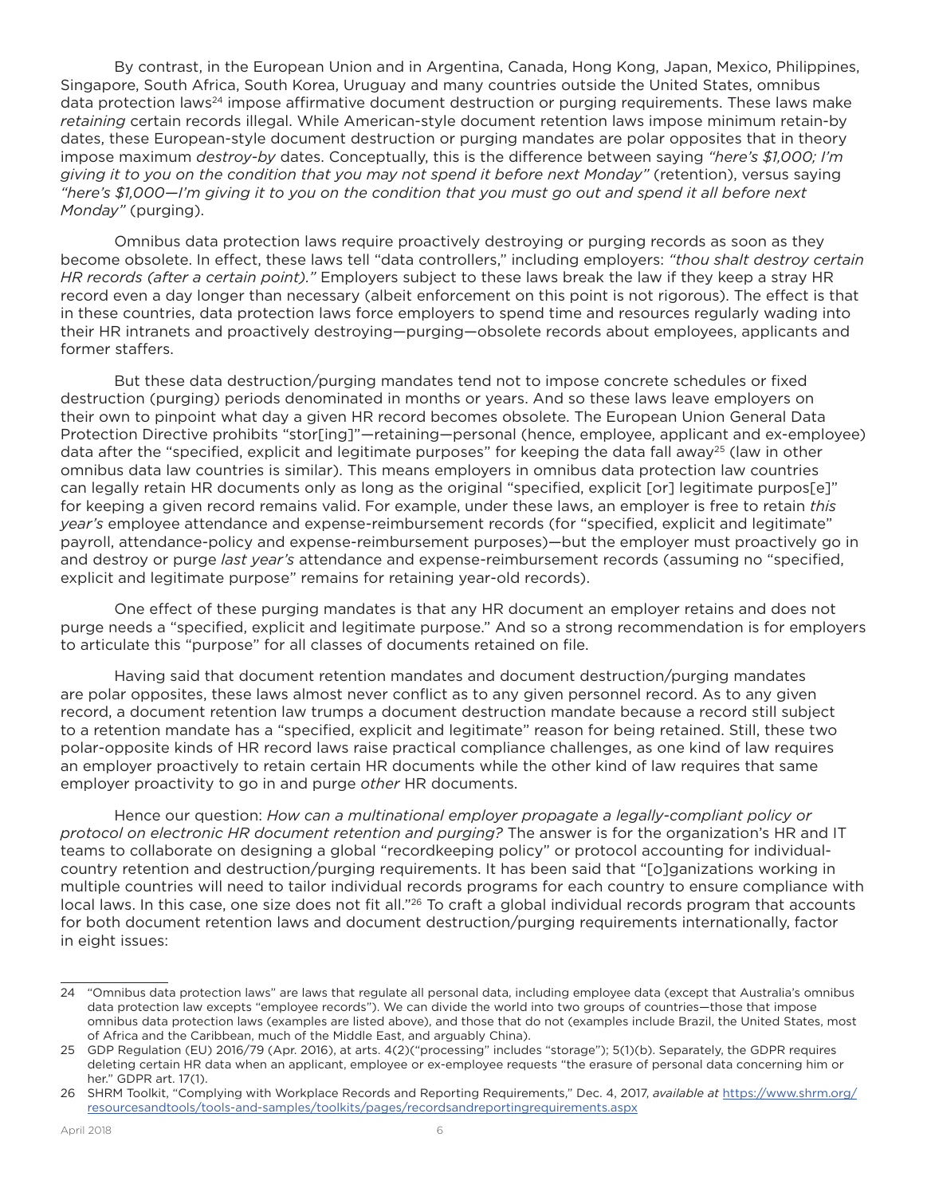By contrast, in the European Union and in Argentina, Canada, Hong Kong, Japan, Mexico, Philippines, Singapore, South Africa, South Korea, Uruguay and many countries outside the United States, omnibus data protection laws[24] impose affirmative document destruction or purging requirements. These laws make *retaining* certain records illegal. While American-style document retention laws impose minimum retain-by dates, these European-style document destruction or purging mandates are polar opposites that in theory impose maximum *destroy-by* dates. Conceptually, this is the difference between saying *"here's $1,000; I'm giving it to you on the condition that you may not spend it before next Monday"* (retention), versus saying *"here's $1,000—I'm giving it to you on the condition that you must go out and spend it all before next Monday"* (purging).

Omnibus data protection laws require proactively destroying or purging records as soon as they become obsolete. In effect, these laws tell "data controllers," including employers: *"thou shalt destroy certain HR records (after a certain point)."* Employers subject to these laws break the law if they keep a stray HR record even a day longer than necessary (albeit enforcement on this point is not rigorous). The effect is that in these countries, data protection laws force employers to spend time and resources regularly wading into their HR intranets and proactively destroying—purging—obsolete records about employees, applicants and former staffers.

But these data destruction/purging mandates tend not to impose concrete schedules or fixed destruction (purging) periods denominated in months or years. And so these laws leave employers on their own to pinpoint what day a given HR record becomes obsolete. The European Union General Data Protection Directive prohibits "stor[ing]"—retaining—personal (hence, employee, applicant and ex-employee) data after the "specified, explicit and legitimate purposes" for keeping the data fall away[25] (law in other omnibus data law countries is similar). This means employers in omnibus data protection law countries can legally retain HR documents only as long as the original "specified, explicit [or] legitimate purpos[e]" for keeping a given record remains valid. For example, under these laws, an employer is free to retain *this year's* employee attendance and expense-reimbursement records (for "specified, explicit and legitimate" payroll, attendance-policy and expense-reimbursement purposes)—but the employer must proactively go in and destroy or purge *last year's* attendance and expense-reimbursement records (assuming no "specified, explicit and legitimate purpose" remains for retaining year-old records).

One effect of these purging mandates is that any HR document an employer retains and does not purge needs a "specified, explicit and legitimate purpose." And so a strong recommendation is for employers to articulate this "purpose" for all classes of documents retained on file.

Having said that document retention mandates and document destruction/purging mandates are polar opposites, these laws almost never conflict as to any given personnel record. As to any given record, a document retention law trumps a document destruction mandate because a record still subject to a retention mandate has a "specified, explicit and legitimate" reason for being retained. Still, these two polar-opposite kinds of HR record laws raise practical compliance challenges, as one kind of law requires an employer proactively to retain certain HR documents while the other kind of law requires that same employer proactivity to go in and purge *other* HR documents.

Hence our question: *How can a multinational employer propagate a legally-compliant policy or protocol on electronic HR document retention and purging?* The answer is for the organization's HR and IT teams to collaborate on designing a global "recordkeeping policy" or protocol accounting for individual-country retention and destruction/purging requirements. It has been said that "[o]ganizations working in multiple countries will need to tailor individual records programs for each country to ensure compliance with local laws. In this case, one size does not fit all."[26] To craft a global individual records program that accounts for both document retention laws and document destruction/purging requirements internationally, factor in eight issues:

---

24 "Omnibus data protection laws" are laws that regulate all personal data, including employee data (except that Australia's omnibus data protection law excepts "employee records"). We can divide the world into two groups of countries—those that impose omnibus data protection laws (examples are listed above), and those that do not (examples include Brazil, the United States, most of Africa and the Caribbean, much of the Middle East, and arguably China).

25 GDP Regulation (EU) 2016/79 (Apr. 2016), at arts. 4(2)("processing" includes "storage"); 5(1)(b). Separately, the GDPR requires deleting certain HR data when an applicant, employee or ex-employee requests "the erasure of personal data concerning him or her." GDPR art. 17(1).

26 SHRM Toolkit, "Complying with Workplace Records and Reporting Requirements," Dec. 4, 2017, *available at* https://www.shrm.org/resourcesandtools/tools-and-samples/toolkits/pages/recordsandreportingrequirements.aspx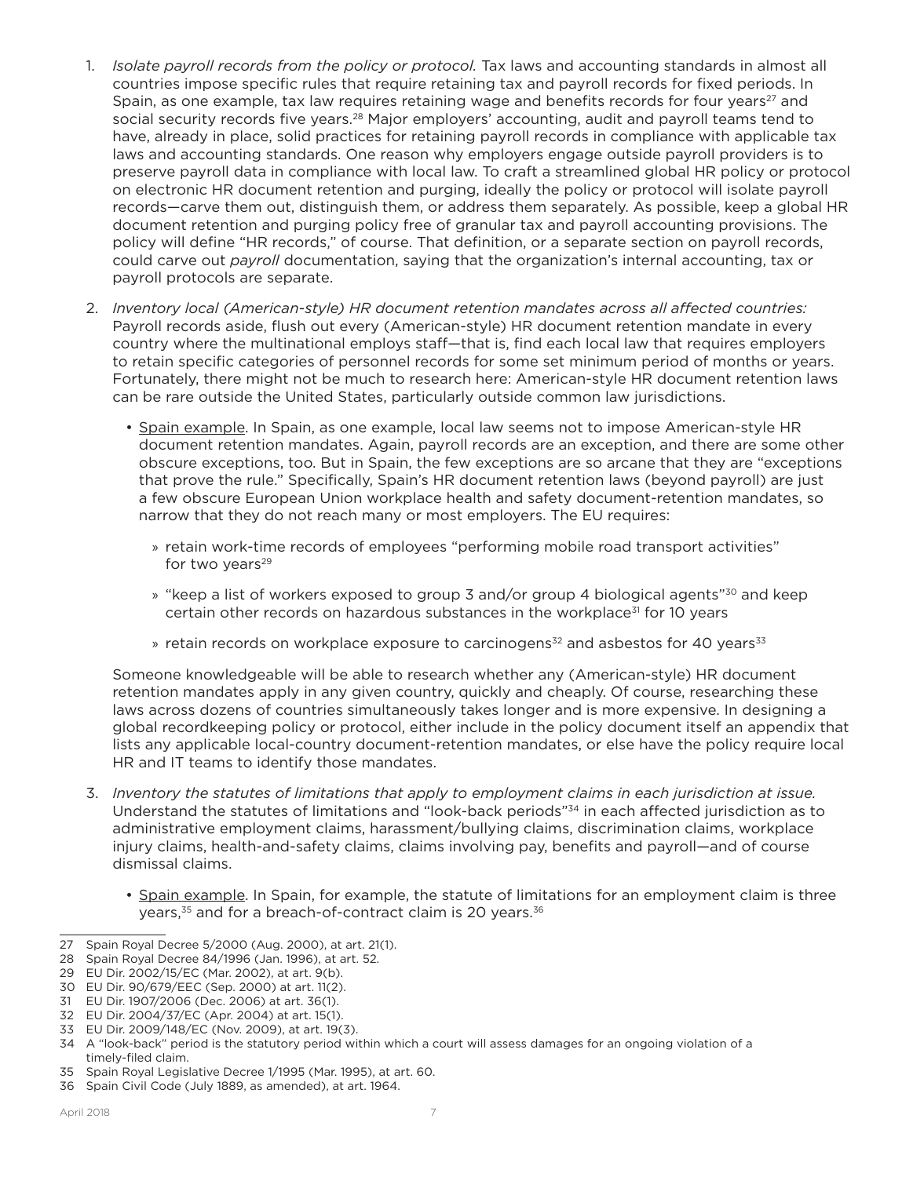1. *Isolate payroll records from the policy or protocol.* Tax laws and accounting standards in almost all countries impose specific rules that require retaining tax and payroll records for fixed periods. In Spain, as one example, tax law requires retaining wage and benefits records for four years[27] and social security records five years.[28] Major employers' accounting, audit and payroll teams tend to have, already in place, solid practices for retaining payroll records in compliance with applicable tax laws and accounting standards. One reason why employers engage outside payroll providers is to preserve payroll data in compliance with local law. To craft a streamlined global HR policy or protocol on electronic HR document retention and purging, ideally the policy or protocol will isolate payroll records—carve them out, distinguish them, or address them separately. As possible, keep a global HR document retention and purging policy free of granular tax and payroll accounting provisions. The policy will define "HR records," of course. That definition, or a separate section on payroll records, could carve out *payroll* documentation, saying that the organization's internal accounting, tax or payroll protocols are separate.

2. *Inventory local (American-style) HR document retention mandates across all affected countries:* Payroll records aside, flush out every (American-style) HR document retention mandate in every country where the multinational employs staff—that is, find each local law that requires employers to retain specific categories of personnel records for some set minimum period of months or years. Fortunately, there might not be much to research here: American-style HR document retention laws can be rare outside the United States, particularly outside common law jurisdictions.

   - Spain example. In Spain, as one example, local law seems not to impose American-style HR document retention mandates. Again, payroll records are an exception, and there are some other obscure exceptions, too. But in Spain, the few exceptions are so arcane that they are "exceptions that prove the rule." Specifically, Spain's HR document retention laws (beyond payroll) are just a few obscure European Union workplace health and safety document-retention mandates, so narrow that they do not reach many or most employers. The EU requires:

     - » retain work-time records of employees "performing mobile road transport activities" for two years[29]
     - » "keep a list of workers exposed to group 3 and/or group 4 biological agents"[30] and keep certain other records on hazardous substances in the workplace[31] for 10 years
     - » retain records on workplace exposure to carcinogens[32] and asbestos for 40 years[33]

   Someone knowledgeable will be able to research whether any (American-style) HR document retention mandates apply in any given country, quickly and cheaply. Of course, researching these laws across dozens of countries simultaneously takes longer and is more expensive. In designing a global recordkeeping policy or protocol, either include in the policy document itself an appendix that lists any applicable local-country document-retention mandates, or else have the policy require local HR and IT teams to identify those mandates.

3. *Inventory the statutes of limitations that apply to employment claims in each jurisdiction at issue.* Understand the statutes of limitations and "look-back periods"[34] in each affected jurisdiction as to administrative employment claims, harassment/bullying claims, discrimination claims, workplace injury claims, health-and-safety claims, claims involving pay, benefits and payroll—and of course dismissal claims.

   - Spain example. In Spain, for example, the statute of limitations for an employment claim is three years,[35] and for a breach-of-contract claim is 20 years.[36]

---

27 Spain Royal Decree 5/2000 (Aug. 2000), at art. 21(1).
28 Spain Royal Decree 84/1996 (Jan. 1996), at art. 52.
29 EU Dir. 2002/15/EC (Mar. 2002), at art. 9(b).
30 EU Dir. 90/679/EEC (Sep. 2000) at art. 11(2).
31 EU Dir. 1907/2006 (Dec. 2006) at art. 36(1).
32 EU Dir. 2004/37/EC (Apr. 2004) at art. 15(1).
33 EU Dir. 2009/148/EC (Nov. 2009), at art. 19(3).
34 A "look-back" period is the statutory period within which a court will assess damages for an ongoing violation of a timely-filed claim.
35 Spain Royal Legislative Decree 1/1995 (Mar. 1995), at art. 60.
36 Spain Civil Code (July 1889, as amended), at art. 1964.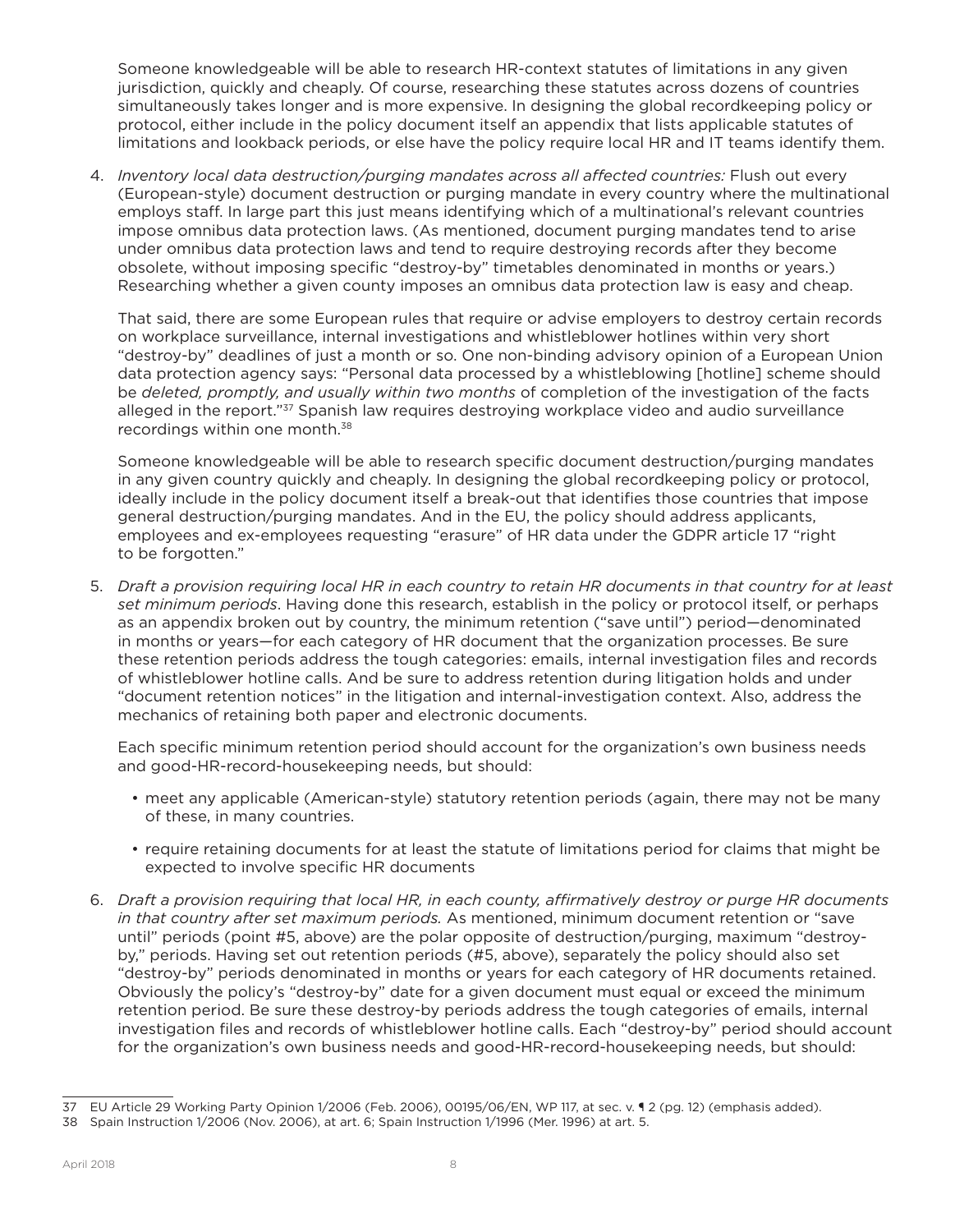Someone knowledgeable will be able to research HR-context statutes of limitations in any given jurisdiction, quickly and cheaply. Of course, researching these statutes across dozens of countries simultaneously takes longer and is more expensive. In designing the global recordkeeping policy or protocol, either include in the policy document itself an appendix that lists applicable statutes of limitations and lookback periods, or else have the policy require local HR and IT teams identify them.

4. *Inventory local data destruction/purging mandates across all affected countries:* Flush out every (European-style) document destruction or purging mandate in every country where the multinational employs staff. In large part this just means identifying which of a multinational's relevant countries impose omnibus data protection laws. (As mentioned, document purging mandates tend to arise under omnibus data protection laws and tend to require destroying records after they become obsolete, without imposing specific "destroy-by" timetables denominated in months or years.) Researching whether a given county imposes an omnibus data protection law is easy and cheap.

   That said, there are some European rules that require or advise employers to destroy certain records on workplace surveillance, internal investigations and whistleblower hotlines within very short "destroy-by" deadlines of just a month or so. One non-binding advisory opinion of a European Union data protection agency says: "Personal data processed by a whistleblowing [hotline] scheme should be *deleted, promptly, and usually within two months* of completion of the investigation of the facts alleged in the report."[37] Spanish law requires destroying workplace video and audio surveillance recordings within one month.[38]

   Someone knowledgeable will be able to research specific document destruction/purging mandates in any given country quickly and cheaply. In designing the global recordkeeping policy or protocol, ideally include in the policy document itself a break-out that identifies those countries that impose general destruction/purging mandates. And in the EU, the policy should address applicants, employees and ex-employees requesting "erasure" of HR data under the GDPR article 17 "right to be forgotten."

5. *Draft a provision requiring local HR in each country to retain HR documents in that country for at least set minimum periods*. Having done this research, establish in the policy or protocol itself, or perhaps as an appendix broken out by country, the minimum retention ("save until") period—denominated in months or years—for each category of HR document that the organization processes. Be sure these retention periods address the tough categories: emails, internal investigation files and records of whistleblower hotline calls. And be sure to address retention during litigation holds and under "document retention notices" in the litigation and internal-investigation context. Also, address the mechanics of retaining both paper and electronic documents.

   Each specific minimum retention period should account for the organization's own business needs and good-HR-record-housekeeping needs, but should:

   - meet any applicable (American-style) statutory retention periods (again, there may not be many of these, in many countries.
   - require retaining documents for at least the statute of limitations period for claims that might be expected to involve specific HR documents

6. *Draft a provision requiring that local HR, in each county, affirmatively destroy or purge HR documents in that country after set maximum periods.* As mentioned, minimum document retention or "save until" periods (point #5, above) are the polar opposite of destruction/purging, maximum "destroy-by," periods. Having set out retention periods (#5, above), separately the policy should also set "destroy-by" periods denominated in months or years for each category of HR documents retained. Obviously the policy's "destroy-by" date for a given document must equal or exceed the minimum retention period. Be sure these destroy-by periods address the tough categories of emails, internal investigation files and records of whistleblower hotline calls. Each "destroy-by" period should account for the organization's own business needs and good-HR-record-housekeeping needs, but should:

---

37 EU Article 29 Working Party Opinion 1/2006 (Feb. 2006), 00195/06/EN, WP 117, at sec. v. ¶ 2 (pg. 12) (emphasis added).

38 Spain Instruction 1/2006 (Nov. 2006), at art. 6; Spain Instruction 1/1996 (Mer. 1996) at art. 5.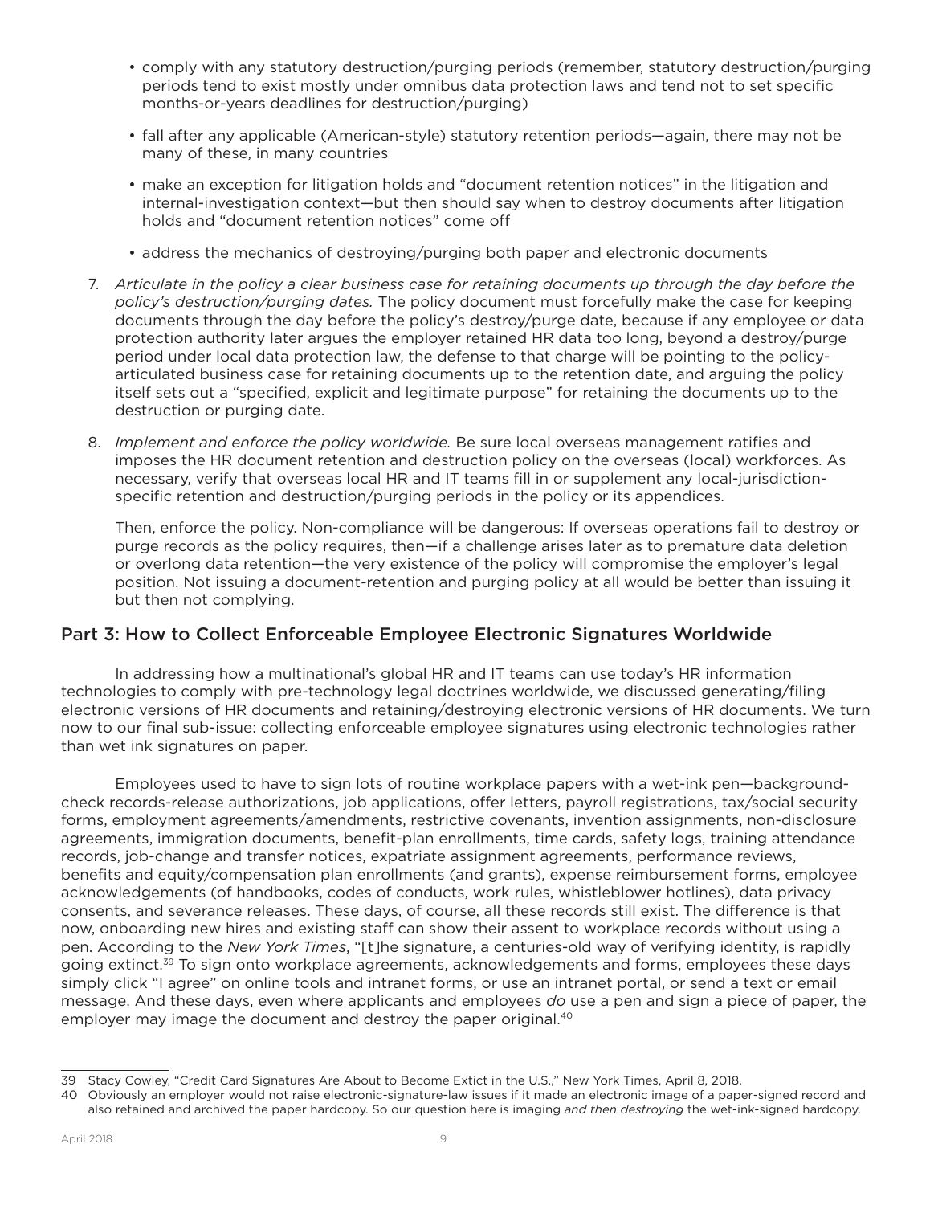- comply with any statutory destruction/purging periods (remember, statutory destruction/purging periods tend to exist mostly under omnibus data protection laws and tend not to set specific months-or-years deadlines for destruction/purging)
- fall after any applicable (American-style) statutory retention periods—again, there may not be many of these, in many countries
- make an exception for litigation holds and "document retention notices" in the litigation and internal-investigation context—but then should say when to destroy documents after litigation holds and "document retention notices" come off
- address the mechanics of destroying/purging both paper and electronic documents

7. *Articulate in the policy a clear business case for retaining documents up through the day before the policy's destruction/purging dates.* The policy document must forcefully make the case for keeping documents through the day before the policy's destroy/purge date, because if any employee or data protection authority later argues the employer retained HR data too long, beyond a destroy/purge period under local data protection law, the defense to that charge will be pointing to the policy-articulated business case for retaining documents up to the retention date, and arguing the policy itself sets out a "specified, explicit and legitimate purpose" for retaining the documents up to the destruction or purging date.

8. *Implement and enforce the policy worldwide.* Be sure local overseas management ratifies and imposes the HR document retention and destruction policy on the overseas (local) workforces. As necessary, verify that overseas local HR and IT teams fill in or supplement any local-jurisdiction-specific retention and destruction/purging periods in the policy or its appendices.

   Then, enforce the policy. Non-compliance will be dangerous: If overseas operations fail to destroy or purge records as the policy requires, then—if a challenge arises later as to premature data deletion or overlong data retention—the very existence of the policy will compromise the employer's legal position. Not issuing a document-retention and purging policy at all would be better than issuing it but then not complying.

## Part 3: How to Collect Enforceable Employee Electronic Signatures Worldwide

In addressing how a multinational's global HR and IT teams can use today's HR information technologies to comply with pre-technology legal doctrines worldwide, we discussed generating/filing electronic versions of HR documents and retaining/destroying electronic versions of HR documents. We turn now to our final sub-issue: collecting enforceable employee signatures using electronic technologies rather than wet ink signatures on paper.

Employees used to have to sign lots of routine workplace papers with a wet-ink pen—background-check records-release authorizations, job applications, offer letters, payroll registrations, tax/social security forms, employment agreements/amendments, restrictive covenants, invention assignments, non-disclosure agreements, immigration documents, benefit-plan enrollments, time cards, safety logs, training attendance records, job-change and transfer notices, expatriate assignment agreements, performance reviews, benefits and equity/compensation plan enrollments (and grants), expense reimbursement forms, employee acknowledgements (of handbooks, codes of conducts, work rules, whistleblower hotlines), data privacy consents, and severance releases. These days, of course, all these records still exist. The difference is that now, onboarding new hires and existing staff can show their assent to workplace records without using a pen. According to the *New York Times*, "[t]he signature, a centuries-old way of verifying identity, is rapidly going extinct.[39] To sign onto workplace agreements, acknowledgements and forms, employees these days simply click "I agree" on online tools and intranet forms, or use an intranet portal, or send a text or email message. And these days, even where applicants and employees *do* use a pen and sign a piece of paper, the employer may image the document and destroy the paper original.[40]

---

39 Stacy Cowley, "Credit Card Signatures Are About to Become Extict in the U.S.," New York Times, April 8, 2018.

40 Obviously an employer would not raise electronic-signature-law issues if it made an electronic image of a paper-signed record and also retained and archived the paper hardcopy. So our question here is imaging *and then destroying* the wet-ink-signed hardcopy.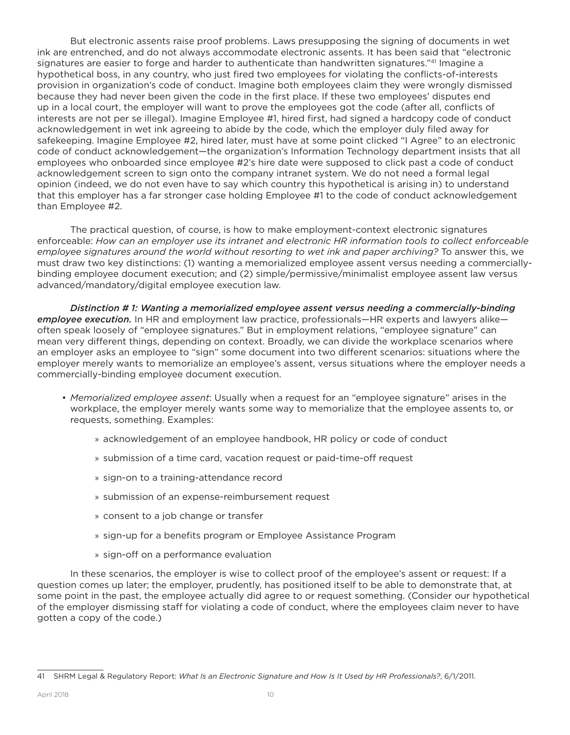But electronic assents raise proof problems. Laws presupposing the signing of documents in wet ink are entrenched, and do not always accommodate electronic assents. It has been said that "electronic signatures are easier to forge and harder to authenticate than handwritten signatures."[41] Imagine a hypothetical boss, in any country, who just fired two employees for violating the conflicts-of-interests provision in organization's code of conduct. Imagine both employees claim they were wrongly dismissed because they had never been given the code in the first place. If these two employees' disputes end up in a local court, the employer will want to prove the employees got the code (after all, conflicts of interests are not per se illegal). Imagine Employee #1, hired first, had signed a hardcopy code of conduct acknowledgement in wet ink agreeing to abide by the code, which the employer duly filed away for safekeeping. Imagine Employee #2, hired later, must have at some point clicked "I Agree" to an electronic code of conduct acknowledgement—the organization's Information Technology department insists that all employees who onboarded since employee #2's hire date were supposed to click past a code of conduct acknowledgement screen to sign onto the company intranet system. We do not need a formal legal opinion (indeed, we do not even have to say which country this hypothetical is arising in) to understand that this employer has a far stronger case holding Employee #1 to the code of conduct acknowledgement than Employee #2.

The practical question, of course, is how to make employment-context electronic signatures enforceable: *How can an employer use its intranet and electronic HR information tools to collect enforceable employee signatures around the world without resorting to wet ink and paper archiving?* To answer this, we must draw two key distinctions: (1) wanting a memorialized employee assent versus needing a commercially-binding employee document execution; and (2) simple/permissive/minimalist employee assent law versus advanced/mandatory/digital employee execution law.

***Distinction # 1: Wanting a memorialized employee assent versus needing a commercially-binding employee execution.*** In HR and employment law practice, professionals—HR experts and lawyers alike—often speak loosely of "employee signatures." But in employment relations, "employee signature" can mean very different things, depending on context. Broadly, we can divide the workplace scenarios where an employer asks an employee to "sign" some document into two different scenarios: situations where the employer merely wants to memorialize an employee's assent, versus situations where the employer needs a commercially-binding employee document execution.

- *Memorialized employee assent*: Usually when a request for an "employee signature" arises in the workplace, the employer merely wants some way to memorialize that the employee assents to, or requests, something. Examples:
    - acknowledgement of an employee handbook, HR policy or code of conduct
    - submission of a time card, vacation request or paid-time-off request
    - sign-on to a training-attendance record
    - submission of an expense-reimbursement request
    - consent to a job change or transfer
    - sign-up for a benefits program or Employee Assistance Program
    - sign-off on a performance evaluation

In these scenarios, the employer is wise to collect proof of the employee's assent or request: If a question comes up later; the employer, prudently, has positioned itself to be able to demonstrate that, at some point in the past, the employee actually did agree to or request something. (Consider our hypothetical of the employer dismissing staff for violating a code of conduct, where the employees claim never to have gotten a copy of the code.)

---

41 SHRM Legal & Regulatory Report: *What Is an Electronic Signature and How Is It Used by HR Professionals?*, 6/1/2011.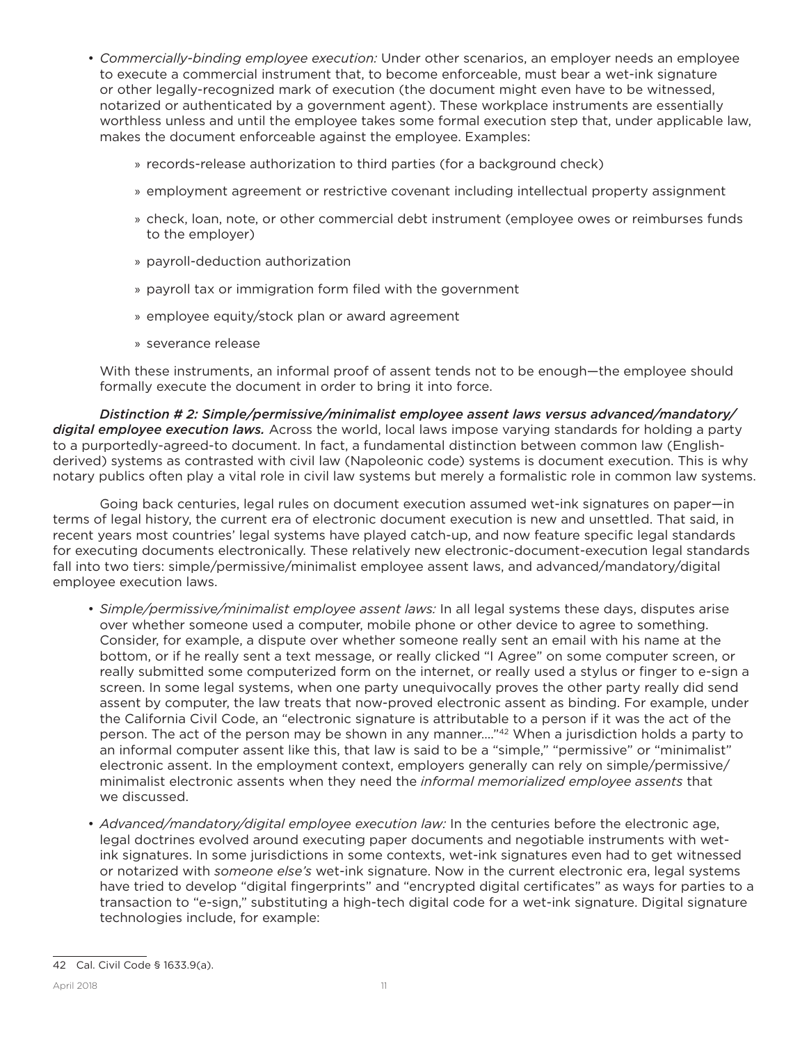- *Commercially-binding employee execution:* Under other scenarios, an employer needs an employee to execute a commercial instrument that, to become enforceable, must bear a wet-ink signature or other legally-recognized mark of execution (the document might even have to be witnessed, notarized or authenticated by a government agent). These workplace instruments are essentially worthless unless and until the employee takes some formal execution step that, under applicable law, makes the document enforceable against the employee. Examples:

    » records-release authorization to third parties (for a background check)

    » employment agreement or restrictive covenant including intellectual property assignment

    » check, loan, note, or other commercial debt instrument (employee owes or reimburses funds to the employer)

    » payroll-deduction authorization

    » payroll tax or immigration form filed with the government

    » employee equity/stock plan or award agreement

    » severance release

  With these instruments, an informal proof of assent tends not to be enough—the employee should formally execute the document in order to bring it into force.

***Distinction # 2: Simple/permissive/minimalist employee assent laws versus advanced/mandatory/digital employee execution laws.*** Across the world, local laws impose varying standards for holding a party to a purportedly-agreed-to document. In fact, a fundamental distinction between common law (English-derived) systems as contrasted with civil law (Napoleonic code) systems is document execution. This is why notary publics often play a vital role in civil law systems but merely a formalistic role in common law systems.

Going back centuries, legal rules on document execution assumed wet-ink signatures on paper—in terms of legal history, the current era of electronic document execution is new and unsettled. That said, in recent years most countries' legal systems have played catch-up, and now feature specific legal standards for executing documents electronically. These relatively new electronic-document-execution legal standards fall into two tiers: simple/permissive/minimalist employee assent laws, and advanced/mandatory/digital employee execution laws.

- *Simple/permissive/minimalist employee assent laws:* In all legal systems these days, disputes arise over whether someone used a computer, mobile phone or other device to agree to something. Consider, for example, a dispute over whether someone really sent an email with his name at the bottom, or if he really sent a text message, or really clicked "I Agree" on some computer screen, or really submitted some computerized form on the internet, or really used a stylus or finger to e-sign a screen. In some legal systems, when one party unequivocally proves the other party really did send assent by computer, the law treats that now-proved electronic assent as binding. For example, under the California Civil Code, an "electronic signature is attributable to a person if it was the act of the person. The act of the person may be shown in any manner…."[42] When a jurisdiction holds a party to an informal computer assent like this, that law is said to be a "simple," "permissive" or "minimalist" electronic assent. In the employment context, employers generally can rely on simple/permissive/minimalist electronic assents when they need the *informal memorialized employee assents* that we discussed.

- *Advanced/mandatory/digital employee execution law:* In the centuries before the electronic age, legal doctrines evolved around executing paper documents and negotiable instruments with wet-ink signatures. In some jurisdictions in some contexts, wet-ink signatures even had to get witnessed or notarized with *someone else's* wet-ink signature. Now in the current electronic era, legal systems have tried to develop "digital fingerprints" and "encrypted digital certificates" as ways for parties to a transaction to "e-sign," substituting a high-tech digital code for a wet-ink signature. Digital signature technologies include, for example:

---

42 Cal. Civil Code § 1633.9(a).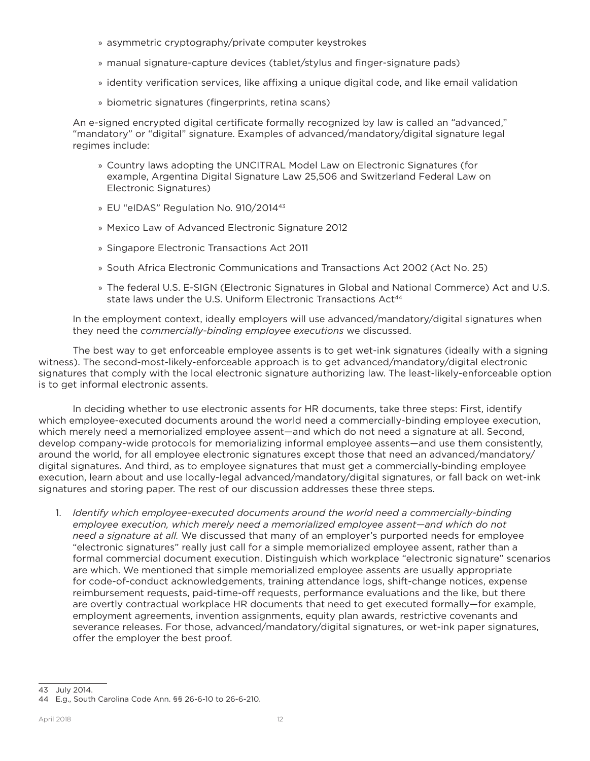- asymmetric cryptography/private computer keystrokes
- manual signature-capture devices (tablet/stylus and finger-signature pads)
- identity verification services, like affixing a unique digital code, and like email validation
- biometric signatures (fingerprints, retina scans)

An e-signed encrypted digital certificate formally recognized by law is called an "advanced," "mandatory" or "digital" signature. Examples of advanced/mandatory/digital signature legal regimes include:

- Country laws adopting the UNCITRAL Model Law on Electronic Signatures (for example, Argentina Digital Signature Law 25,506 and Switzerland Federal Law on Electronic Signatures)
- EU "eIDAS" Regulation No. 910/2014[43]
- Mexico Law of Advanced Electronic Signature 2012
- Singapore Electronic Transactions Act 2011
- South Africa Electronic Communications and Transactions Act 2002 (Act No. 25)
- The federal U.S. E-SIGN (Electronic Signatures in Global and National Commerce) Act and U.S. state laws under the U.S. Uniform Electronic Transactions Act[44]

In the employment context, ideally employers will use advanced/mandatory/digital signatures when they need the *commercially-binding employee executions* we discussed.

The best way to get enforceable employee assents is to get wet-ink signatures (ideally with a signing witness). The second-most-likely-enforceable approach is to get advanced/mandatory/digital electronic signatures that comply with the local electronic signature authorizing law. The least-likely-enforceable option is to get informal electronic assents.

In deciding whether to use electronic assents for HR documents, take three steps: First, identify which employee-executed documents around the world need a commercially-binding employee execution, which merely need a memorialized employee assent—and which do not need a signature at all. Second, develop company-wide protocols for memorializing informal employee assents—and use them consistently, around the world, for all employee electronic signatures except those that need an advanced/mandatory/digital signatures. And third, as to employee signatures that must get a commercially-binding employee execution, learn about and use locally-legal advanced/mandatory/digital signatures, or fall back on wet-ink signatures and storing paper. The rest of our discussion addresses these three steps.

1. *Identify which employee-executed documents around the world need a commercially-binding employee execution, which merely need a memorialized employee assent—and which do not need a signature at all.* We discussed that many of an employer's purported needs for employee "electronic signatures" really just call for a simple memorialized employee assent, rather than a formal commercial document execution. Distinguish which workplace "electronic signature" scenarios are which. We mentioned that simple memorialized employee assents are usually appropriate for code-of-conduct acknowledgements, training attendance logs, shift-change notices, expense reimbursement requests, paid-time-off requests, performance evaluations and the like, but there are overtly contractual workplace HR documents that need to get executed formally—for example, employment agreements, invention assignments, equity plan awards, restrictive covenants and severance releases. For those, advanced/mandatory/digital signatures, or wet-ink paper signatures, offer the employer the best proof.

---

43 July 2014.

44 E.g., South Carolina Code Ann. §§ 26-6-10 to 26-6-210.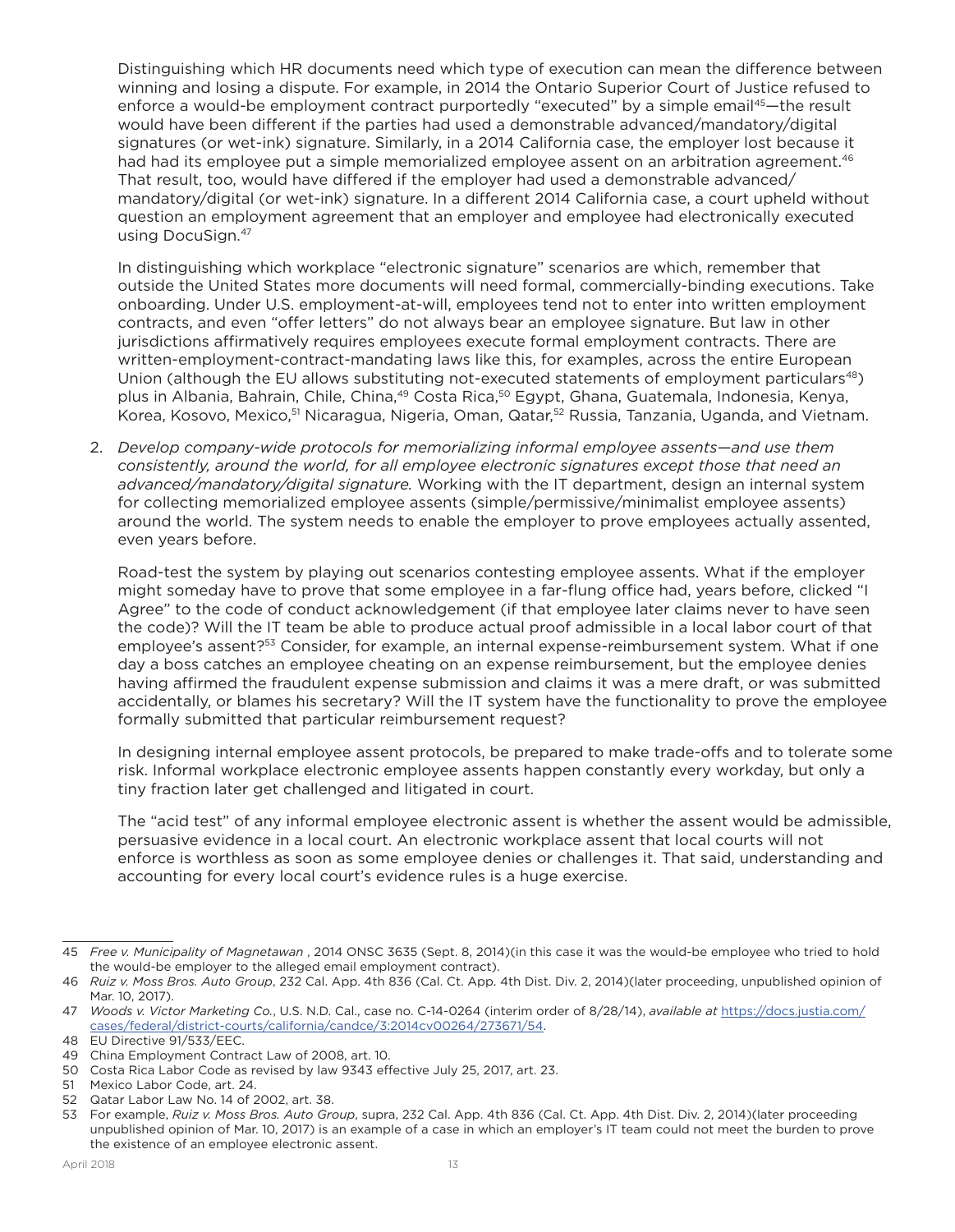Distinguishing which HR documents need which type of execution can mean the difference between winning and losing a dispute. For example, in 2014 the Ontario Superior Court of Justice refused to enforce a would-be employment contract purportedly "executed" by a simple email[45]—the result would have been different if the parties had used a demonstrable advanced/mandatory/digital signatures (or wet-ink) signature. Similarly, in a 2014 California case, the employer lost because it had had its employee put a simple memorialized employee assent on an arbitration agreement.[46] That result, too, would have differed if the employer had used a demonstrable advanced/mandatory/digital (or wet-ink) signature. In a different 2014 California case, a court upheld without question an employment agreement that an employer and employee had electronically executed using DocuSign.[47]

In distinguishing which workplace "electronic signature" scenarios are which, remember that outside the United States more documents will need formal, commercially-binding executions. Take onboarding. Under U.S. employment-at-will, employees tend not to enter into written employment contracts, and even "offer letters" do not always bear an employee signature. But law in other jurisdictions affirmatively requires employees execute formal employment contracts. There are written-employment-contract-mandating laws like this, for examples, across the entire European Union (although the EU allows substituting not-executed statements of employment particulars[48]) plus in Albania, Bahrain, Chile, China,[49] Costa Rica,[50] Egypt, Ghana, Guatemala, Indonesia, Kenya, Korea, Kosovo, Mexico,[51] Nicaragua, Nigeria, Oman, Qatar,[52] Russia, Tanzania, Uganda, and Vietnam.

2. *Develop company-wide protocols for memorializing informal employee assents—and use them consistently, around the world, for all employee electronic signatures except those that need an advanced/mandatory/digital signature.* Working with the IT department, design an internal system for collecting memorialized employee assents (simple/permissive/minimalist employee assents) around the world. The system needs to enable the employer to prove employees actually assented, even years before.

   Road-test the system by playing out scenarios contesting employee assents. What if the employer might someday have to prove that some employee in a far-flung office had, years before, clicked "I Agree" to the code of conduct acknowledgement (if that employee later claims never to have seen the code)? Will the IT team be able to produce actual proof admissible in a local labor court of that employee's assent?[53] Consider, for example, an internal expense-reimbursement system. What if one day a boss catches an employee cheating on an expense reimbursement, but the employee denies having affirmed the fraudulent expense submission and claims it was a mere draft, or was submitted accidentally, or blames his secretary? Will the IT system have the functionality to prove the employee formally submitted that particular reimbursement request?

   In designing internal employee assent protocols, be prepared to make trade-offs and to tolerate some risk. Informal workplace electronic employee assents happen constantly every workday, but only a tiny fraction later get challenged and litigated in court.

   The "acid test" of any informal employee electronic assent is whether the assent would be admissible, persuasive evidence in a local court. An electronic workplace assent that local courts will not enforce is worthless as soon as some employee denies or challenges it. That said, understanding and accounting for every local court's evidence rules is a huge exercise.

---

45 *Free v. Municipality of Magnetawan* , 2014 ONSC 3635 (Sept. 8, 2014)(in this case it was the would-be employee who tried to hold the would-be employer to the alleged email employment contract).

46 *Ruiz v. Moss Bros. Auto Group*, 232 Cal. App. 4th 836 (Cal. Ct. App. 4th Dist. Div. 2, 2014)(later proceeding, unpublished opinion of Mar. 10, 2017).

47 *Woods v. Victor Marketing Co.*, U.S. N.D. Cal., case no. C-14-0264 (interim order of 8/28/14), *available at* https://docs.justia.com/cases/federal/district-courts/california/candce/3:2014cv00264/273671/54.

48 EU Directive 91/533/EEC.

49 China Employment Contract Law of 2008, art. 10.

50 Costa Rica Labor Code as revised by law 9343 effective July 25, 2017, art. 23.

51 Mexico Labor Code, art. 24.

52 Qatar Labor Law No. 14 of 2002, art. 38.

53 For example, *Ruiz v. Moss Bros. Auto Group*, supra, 232 Cal. App. 4th 836 (Cal. Ct. App. 4th Dist. Div. 2, 2014)(later proceeding unpublished opinion of Mar. 10, 2017) is an example of a case in which an employer's IT team could not meet the burden to prove the existence of an employee electronic assent.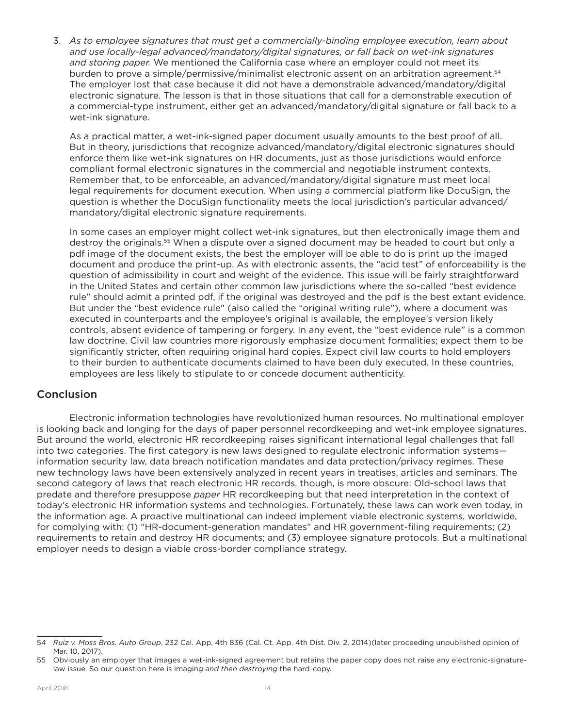3. *As to employee signatures that must get a commercially-binding employee execution, learn about and use locally-legal advanced/mandatory/digital signatures, or fall back on wet-ink signatures and storing paper.* We mentioned the California case where an employer could not meet its burden to prove a simple/permissive/minimalist electronic assent on an arbitration agreement.[54] The employer lost that case because it did not have a demonstrable advanced/mandatory/digital electronic signature. The lesson is that in those situations that call for a demonstrable execution of a commercial-type instrument, either get an advanced/mandatory/digital signature or fall back to a wet-ink signature.

   As a practical matter, a wet-ink-signed paper document usually amounts to the best proof of all. But in theory, jurisdictions that recognize advanced/mandatory/digital electronic signatures should enforce them like wet-ink signatures on HR documents, just as those jurisdictions would enforce compliant formal electronic signatures in the commercial and negotiable instrument contexts. Remember that, to be enforceable, an advanced/mandatory/digital signature must meet local legal requirements for document execution. When using a commercial platform like DocuSign, the question is whether the DocuSign functionality meets the local jurisdiction's particular advanced/mandatory/digital electronic signature requirements.

   In some cases an employer might collect wet-ink signatures, but then electronically image them and destroy the originals.[55] When a dispute over a signed document may be headed to court but only a pdf image of the document exists, the best the employer will be able to do is print up the imaged document and produce the print-up. As with electronic assents, the "acid test" of enforceability is the question of admissibility in court and weight of the evidence. This issue will be fairly straightforward in the United States and certain other common law jurisdictions where the so-called "best evidence rule" should admit a printed pdf, if the original was destroyed and the pdf is the best extant evidence. But under the "best evidence rule" (also called the "original writing rule"), where a document was executed in counterparts and the employee's original is available, the employee's version likely controls, absent evidence of tampering or forgery. In any event, the "best evidence rule" is a common law doctrine. Civil law countries more rigorously emphasize document formalities; expect them to be significantly stricter, often requiring original hard copies. Expect civil law courts to hold employers to their burden to authenticate documents claimed to have been duly executed. In these countries, employees are less likely to stipulate to or concede document authenticity.

## Conclusion

Electronic information technologies have revolutionized human resources. No multinational employer is looking back and longing for the days of paper personnel recordkeeping and wet-ink employee signatures. But around the world, electronic HR recordkeeping raises significant international legal challenges that fall into two categories. The first category is new laws designed to regulate electronic information systems—information security law, data breach notification mandates and data protection/privacy regimes. These new technology laws have been extensively analyzed in recent years in treatises, articles and seminars. The second category of laws that reach electronic HR records, though, is more obscure: Old-school laws that predate and therefore presuppose *paper* HR recordkeeping but that need interpretation in the context of today's electronic HR information systems and technologies. Fortunately, these laws can work even today, in the information age. A proactive multinational can indeed implement viable electronic systems, worldwide, for complying with: (1) "HR-document-generation mandates" and HR government-filing requirements; (2) requirements to retain and destroy HR documents; and (3) employee signature protocols. But a multinational employer needs to design a viable cross-border compliance strategy.

---

54 *Ruiz v. Moss Bros. Auto Group*, 232 Cal. App. 4th 836 (Cal. Ct. App. 4th Dist. Div. 2, 2014)(later proceeding unpublished opinion of Mar. 10, 2017).

55 Obviously an employer that images a wet-ink-signed agreement but retains the paper copy does not raise any electronic-signature-law issue. So our question here is imaging *and then destroying* the hard-copy.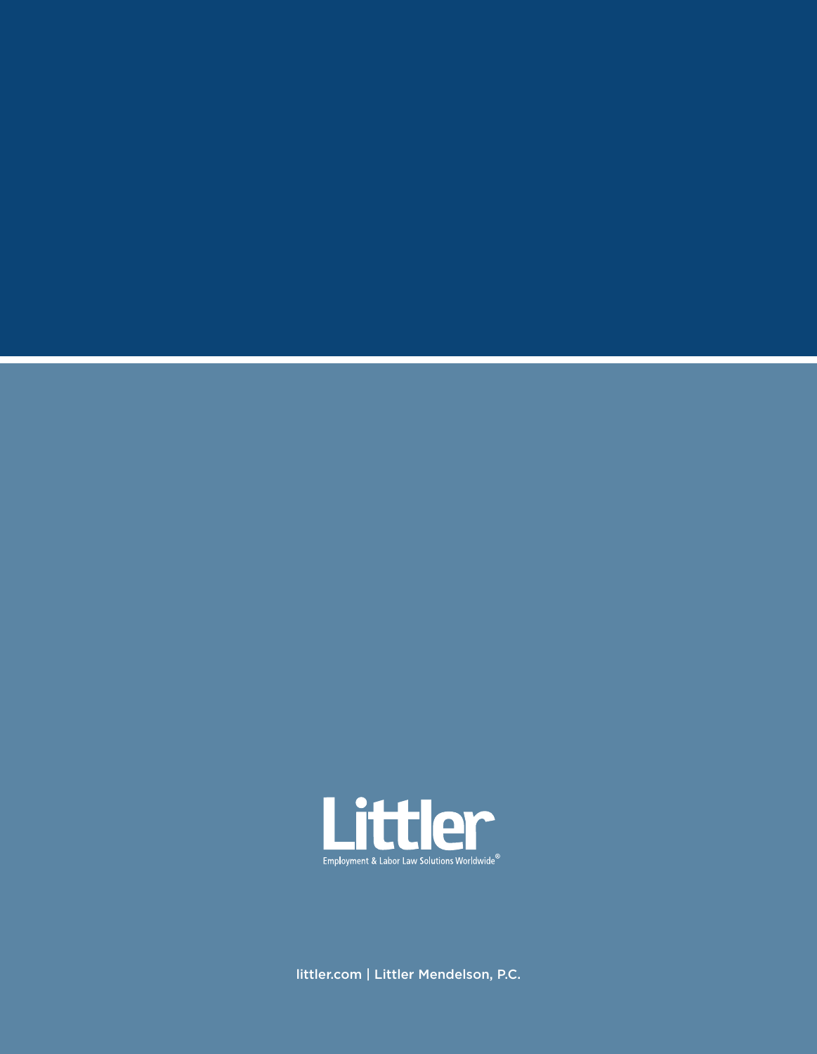Littler

Employment & Labor Law Solutions Worldwide®

littler.com | Littler Mendelson, P.C.